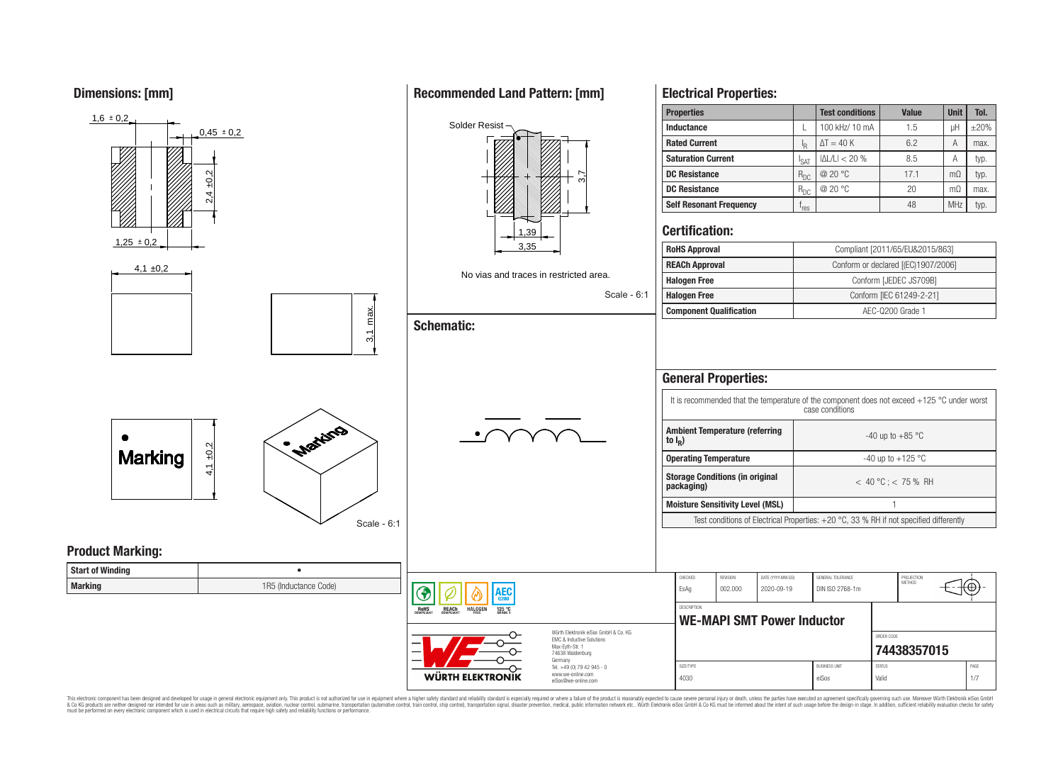## Dimensions: [mm]

1,6 ± 0,2

0,45 ± 0,2

2,4 ±0,2

1,25 ± 0,2

4,1 ±0,2

3,1 max.

Marking

4,1 ±0,2

Scale - 6:1

## Recommended Land Pattern: [mm]

Solder Resist

3,7

1,39

3,35

No vias and traces in restricted area.

Scale - 6:1

## Schematic:

## Electrical Properties:

| Properties | | Test conditions | Value | Unit | Tol. |
|---|---|---|---|---|---|
| Inductance | L | 100 kHz/ 10 mA | 1.5 | µH | ±20% |
| Rated Current | $I_R$ | $\Delta T = 40$ K | 6.2 | A | max. |
| Saturation Current | $I_{SAT}$ | $\|\Delta L/L\| < 20$ % | 8.5 | A | typ. |
| DC Resistance | $R_{DC}$ | @ 20 °C | 17.1 | mΩ | typ. |
| DC Resistance | $R_{DC}$ | @ 20 °C | 20 | mΩ | max. |
| Self Resonant Frequency | $f_{res}$ | | 48 | MHz | typ. |

## Certification:

| | |
|---|---|
| RoHS Approval | Compliant [2011/65/EU&2015/863] |
| REACh Approval | Conform or declared [(EC)1907/2006] |
| Halogen Free | Conform [JEDEC JS709B] |
| Halogen Free | Conform [IEC 61249-2-21] |
| Component Qualification | AEC-Q200 Grade 1 |

## General Properties:

It is recommended that the temperature of the component does not exceed +125 °C under worst case conditions

| | |
|---|---|
| Ambient Temperature (referring to $I_R$) | -40 up to +85 °C |
| Operating Temperature | -40 up to +125 °C |
| Storage Conditions (in original packaging) | < 40 °C ; < 75 % RH |
| Moisture Sensitivity Level (MSL) | 1 |

Test conditions of Electrical Properties: +20 °C, 33 % RH if not specified differently

## Product Marking:

| | |
|---|---|
| Start of Winding | • |
| Marking | 1R5 (Inductance Code) |

RoHS COMPLIANT | REACh COMPLIANT | HALOGEN FREE | AEC Q200 125 °C GRADE 1

WÜRTH ELEKTRONIK

Würth Elektronik eiSos GmbH & Co. KG
EMC & Inductive Solutions
Max-Eyth-Str. 1
74638 Waldenburg
Germany
Tel. +49 (0) 79 42 945 - 0
www.we-online.com
eiSos@we-online.com

| CHECKED | REVISION | DATE (YYYY-MM-DD) | GENERAL TOLERANCE | PROJECTION METHOD |
|---|---|---|---|---|
| EsAg | 002.000 | 2020-09-19 | DIN ISO 2768-1m | |

DESCRIPTION: **WE-MAPI SMT Power Inductor**

ORDER CODE: **74438357015**

| SIZE/TYPE | BUSINESS UNIT | STATUS | PAGE |
|---|---|---|---|
| 4030 | eiSos | Valid | 1/7 |

This electronic component has been designed and developed for usage in general electronic equipment only. This product is not authorized for use in equipment where a higher safety standard and reliability standard is especially required or where a failure of the product is reasonably expected to cause severe personal injury or death, unless the parties have executed an agreement specifically governing such use. Moreover Würth Elektronik eiSos GmbH & Co KG products are neither designed nor intended for use in areas such as military, aerospace, aviation, nuclear control, submarine, transportation (automotive control, train control, ship control), transportation signal, disaster prevention, medical, public information network etc.. Würth Elektronik eiSos GmbH & Co KG must be informed about the intent of such usage before the design-in stage. In addition, sufficient reliability evaluation checks for safety must be performed on every electronic component which is used in electrical circuits that require high safety and reliability functions or performance.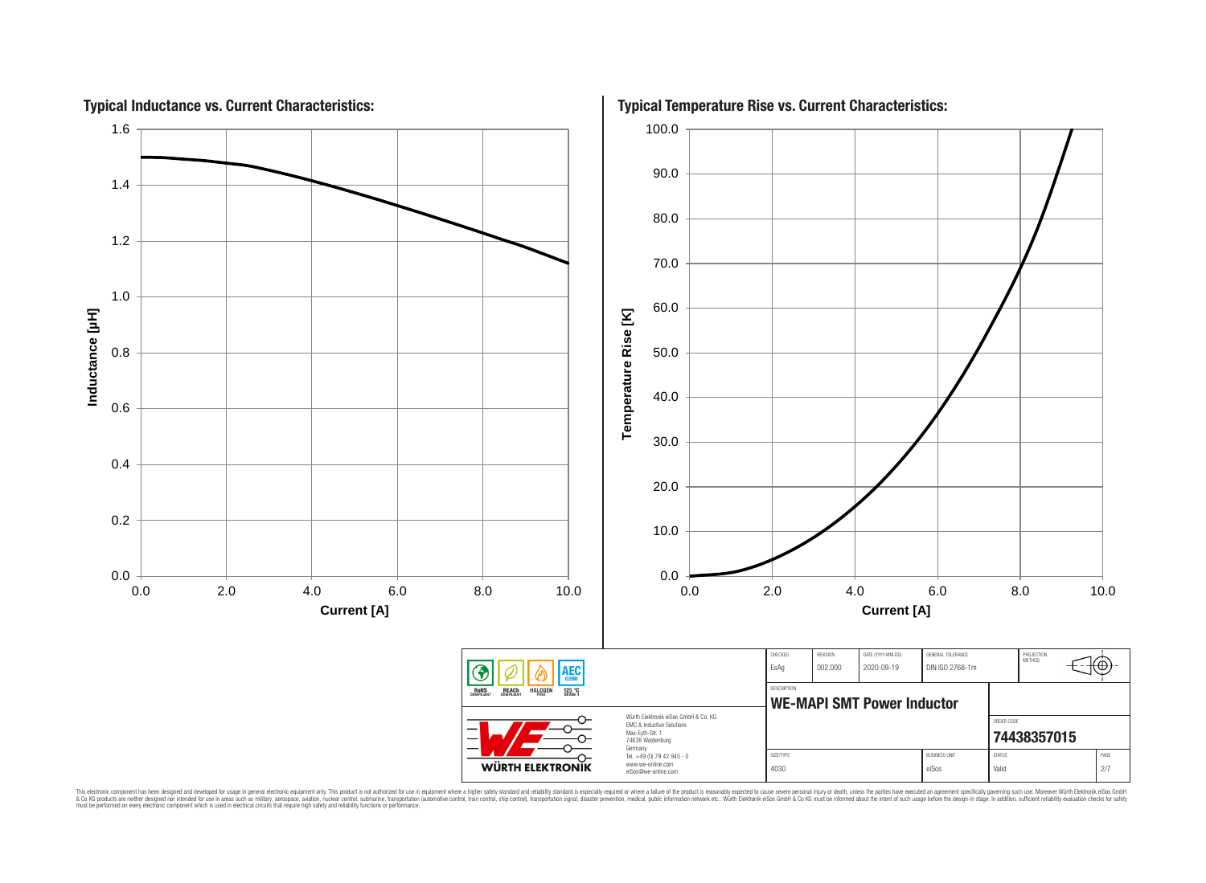## Typical Inductance vs. Current Characteristics:

Inductance [µH] vs. Current [A]

## Typical Temperature Rise vs. Current Characteristics:

Temperature Rise [K] vs. Current [A]

| CHECKED | REVISION | DATE (YYYY-MM-DD) | GENERAL TOLERANCE | PROJECTION METHOD |
|---|---|---|---|---|
| EsAg | 002.000 | 2020-09-19 | DIN ISO 2768-1m | |

DESCRIPTION

**WE-MAPI SMT Power Inductor**

ORDER CODE

**74438357015**

| SIZE/TYPE | BUSINESS UNIT | STATUS | PAGE |
|---|---|---|---|
| 4030 | eiSos | Valid | 2/7 |

RoHS COMPLIANT | REACh COMPLIANT | HALOGEN FREE | AEC Q200 125 °C GRADE 1

WÜRTH ELEKTRONIK

Würth Elektronik eiSos GmbH & Co. KG
EMC & Inductive Solutions
Max-Eyth-Str. 1
74638 Waldenburg
Germany
Tel. +49 (0) 79 42 945 - 0
www.we-online.com
eiSos@we-online.com

This electronic component has been designed and developed for usage in general electronic equipment only. This product is not authorized for use in equipment where a higher safety standard and reliability standard is especially required or where a failure of the product is reasonably expected to cause severe personal injury or death, unless the parties have executed an agreement specifically governing such use. Moreover Würth Elektronik eiSos GmbH & Co KG products are neither designed nor intended for use in areas such as military, aerospace, aviation, nuclear control, submarine, transportation (automotive control, train control, ship control), transportation signal, disaster prevention, medical, public information network etc.. Würth Elektronik eiSos GmbH & Co KG must be informed about the intent of such usage before the design-in stage. In addition, sufficient reliability evaluation checks for safety must be performed on every electronic component which is used in electrical circuits that require high safety and reliability functions or performance.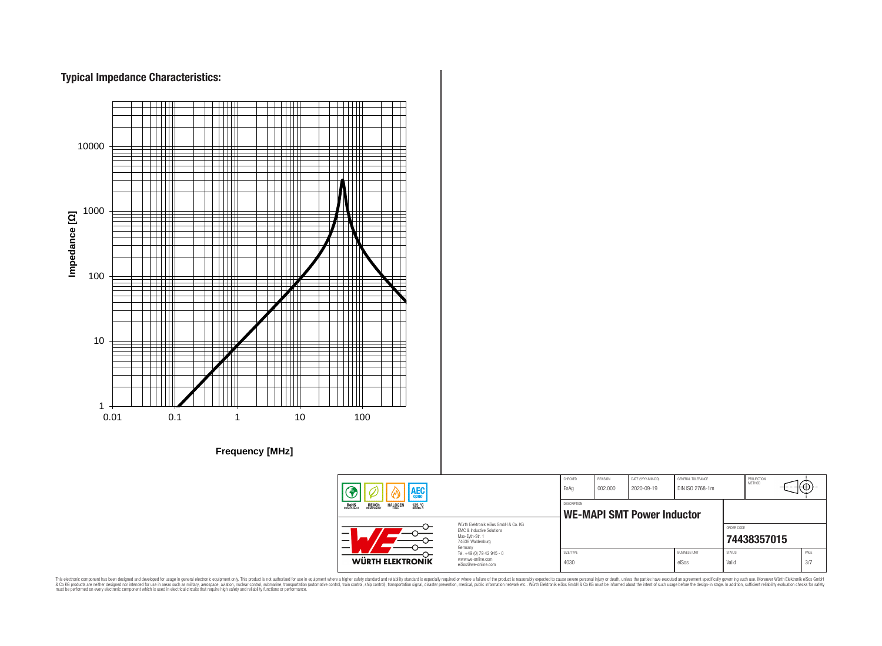## Typical Impedance Characteristics:

Impedance [Ω]

10000

1000

100

10

1

0.01 0.1 1 10 100

**Frequency [MHz]**

| CHECKED | REVISION | DATE (YYYY-MM-DD) | GENERAL TOLERANCE | PROJECTION METHOD |
|---|---|---|---|---|
| EsAg | 002.000 | 2020-09-19 | DIN ISO 2768-1m | |

DESCRIPTION

**WE-MAPI SMT Power Inductor**

ORDER CODE

**74438357015**

| SIZE/TYPE | BUSINESS UNIT | STATUS | PAGE |
|---|---|---|---|
| 4030 | eiSos | Valid | 3/7 |

RoHS COMPLIANT | REACh COMPLIANT | HALOGEN FREE | AEC Q200 | 125 °C GRADE 1

Würth Elektronik eiSos GmbH & Co. KG
EMC & Inductive Solutions
Max-Eyth-Str. 1
74638 Waldenburg
Germany
Tel. +49 (0) 79 42 945 - 0
www.we-online.com
eiSos@we-online.com

WÜRTH ELEKTRONIK

This electronic component has been designed and developed for usage in general electronic equipment only. This product is not authorized for use in equipment where a higher safety standard and reliability standard is especially required or where a failure of the product is reasonably expected to cause severe personal injury or death, unless the parties have executed an agreement specifically governing such use. Moreover Würth Elektronik eiSos GmbH & Co KG products are neither designed nor intended for use in areas such as military, aerospace, aviation, nuclear control, submarine, transportation (automotive control, train control, ship control), transportation signal, disaster prevention, medical, public information network etc.. Würth Elektronik eiSos GmbH & Co KG must be informed about the intent of such usage before the design-in stage. In addition, sufficient reliability evaluation checks for safety must be performed on every electronic component which is used in electrical circuits that require high safety and reliability functions or performance.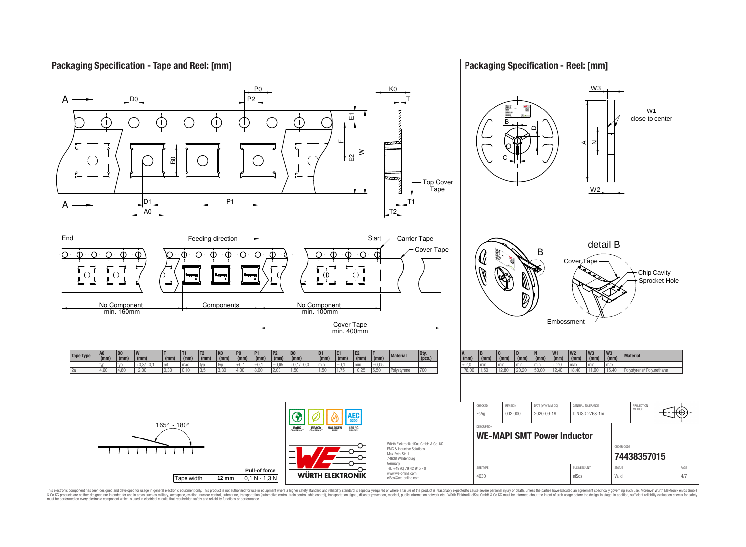## Packaging Specification - Tape and Reel: [mm]

Top Cover Tape

End — Feeding direction — Start — Carrier Tape — Cover Tape

No Component min. 160mm — Components — No Component min. 100mm

Cover Tape min. 400mm

| Tape Type | A0 (mm) | B0 (mm) | W (mm) | T (mm) | T1 (mm) | T2 (mm) | K0 (mm) | P0 (mm) | P1 (mm) | P2 (mm) | D0 (mm) | D1 (mm) | E1 (mm) | E2 (mm) | F (mm) | Material | Qty. (pcs.) |
|---|---|---|---|---|---|---|---|---|---|---|---|---|---|---|---|---|---|
| | typ. | typ. | +0,3/ -0,1 | ref. | max. | typ. | typ. | ±0,1 | ±0,1 | ±0,05 | +0,1/ -0,0 | min. | ±0,1 | min. | ±0,05 | | |
| 2a | 4,60 | 4,60 | 12,00 | 0,30 | 0,10 | 3,5 | 3,30 | 4,00 | 8,00 | 2,00 | 1,50 | 1,50 | 1,75 | 10,25 | 5,50 | Polystyrene | 700 |

165° - 180°

| Tape width | Pull-of force |
|---|---|
| 12 mm | 0,1 N - 1,3 N |

## Packaging Specification - Reel: [mm]

W1 close to center

detail B: Cover Tape, Chip Cavity, Sprocket Hole, Embossment

| A (mm) | B (mm) | C (mm) | D (mm) | N (mm) | W1 (mm) | W2 (mm) | W3 (mm) | W3 (mm) | Material |
|---|---|---|---|---|---|---|---|---|---|
| ± 2,0 | min. | min. | min. | min. | + 2,0 | max. | min. | max. | |
| 178,00 | 1,50 | 12,80 | 20,20 | 50,00 | 12,40 | 18,40 | 11,90 | 15,40 | Polystyrene/ Polyurethane |

| CHECKED | REVISION | DATE (YYYY-MM-DD) | GENERAL TOLERANCE | PROJECTION METHOD |
|---|---|---|---|---|
| EsAg | 002.000 | 2020-09-19 | DIN ISO 2768-1m | |

DESCRIPTION: **WE-MAPI SMT Power Inductor**

ORDER CODE: **74438357015**

| SIZE/TYPE | BUSINESS UNIT | STATUS | PAGE |
|---|---|---|---|
| 4030 | eiSos | Valid | 4/7 |

RoHS COMPLIANT · REACh COMPLIANT · HALOGEN FREE · 125 °C GRADE 1 · AEC Q200

WÜRTH ELEKTRONIK

Würth Elektronik eiSos GmbH & Co. KG
EMC & Inductive Solutions
Max-Eyth-Str. 1
74638 Waldenburg
Germany
Tel. +49 (0) 79 42 945 - 0
www.we-online.com
eiSos@we-online.com

This electronic component has been designed and developed for usage in general electronic equipment only. This product is not authorized for use in equipment where a higher safety standard and reliability standard is especially required or where a failure of the product is reasonably expected to cause severe personal injury or death, unless the parties have executed an agreement specifically governing such use. Moreover Würth Elektronik eiSos GmbH & Co KG products are neither designed nor intended for use in areas such as military, aerospace, aviation, nuclear control, submarine, transportation (automotive control, train control, ship control), transportation signal, disaster prevention, medical, public information network etc.. Würth Elektronik eiSos GmbH & Co KG must be informed about the intent of such usage before the design-in stage. In addition, sufficient reliability evaluation checks for safety must be performed on every electronic component which is used in electrical circuits that require high safety and reliability functions or performance.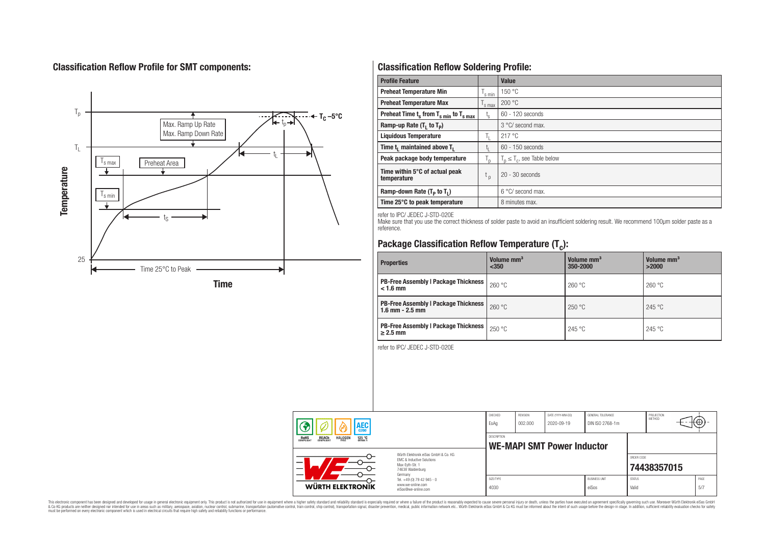## Classification Reflow Profile for SMT components:

## Classification Reflow Soldering Profile:

| Profile Feature | | Value |
|---|---|---|
| Preheat Temperature Min | $T_{s\ min}$ | 150 °C |
| Preheat Temperature Max | $T_{s\ max}$ | 200 °C |
| Preheat Time $t_s$ from $T_{s\ min}$ to $T_{s\ max}$ | $t_s$ | 60 - 120 seconds |
| Ramp-up Rate ($T_L$ to $T_P$) | | 3 °C/ second max. |
| Liquidous Temperature | $T_L$ | 217 °C |
| Time $t_L$ maintained above $T_L$ | $t_L$ | 60 - 150 seconds |
| Peak package body temperature | $T_p$ | $T_p \leq T_c$, see Table below |
| Time within 5°C of actual peak temperature | $t_p$ | 20 - 30 seconds |
| Ramp-down Rate ($T_P$ to $T_L$) | | 6 °C/ second max. |
| Time 25°C to peak temperature | | 8 minutes max. |

refer to IPC/ JEDEC J-STD-020E

Make sure that you use the correct thickness of solder paste to avoid an insufficient soldering result. We recommend 100µm solder paste as a reference.

## Package Classification Reflow Temperature ($T_c$):

| Properties | Volume mm³ <350 | Volume mm³ 350-2000 | Volume mm³ >2000 |
|---|---|---|---|
| PB-Free Assembly \| Package Thickness < 1.6 mm | 260 °C | 260 °C | 260 °C |
| PB-Free Assembly \| Package Thickness 1.6 mm - 2.5 mm | 260 °C | 250 °C | 245 °C |
| PB-Free Assembly \| Package Thickness ≥ 2.5 mm | 250 °C | 245 °C | 245 °C |

refer to IPC/ JEDEC J-STD-020E

| CHECKED | REVISION | DATE (YYYY-MM-DD) | GENERAL TOLERANCE | PROJECTION METHOD |
|---|---|---|---|---|
| EsAg | 002.000 | 2020-09-19 | DIN ISO 2768-1m | |

DESCRIPTION: **WE-MAPI SMT Power Inductor**

ORDER CODE: **74438357015**

| SIZE/TYPE | BUSINESS UNIT | STATUS | PAGE |
|---|---|---|---|
| 4030 | eiSos | Valid | 5/7 |

Würth Elektronik eiSos GmbH & Co. KG
EMC & Inductive Solutions
Max-Eyth-Str. 1
74638 Waldenburg
Germany
Tel. +49 (0) 79 42 945 - 0
www.we-online.com
eiSos@we-online.com

This electronic component has been designed and developed for usage in general electronic equipment only. This product is not authorized for use in equipment where a higher safety standard and reliability standard is especially required or where a failure of the product is reasonably expected to cause severe personal injury or death, unless the parties have executed an agreement specifically governing such use. Moreover Würth Elektronik eiSos GmbH & Co KG products are neither designed nor intended for use in areas such as military, aerospace, aviation, nuclear control, submarine, transportation (automotive control, train control, ship control), transportation signal, disaster prevention, medical, public information network etc.. Würth Elektronik eiSos GmbH & Co KG must be informed about the intent of such usage before the design-in stage. In addition, sufficient reliability evaluation checks for safety must be performed on every electronic component which is used in electrical circuits that require high safety and reliability functions or performance.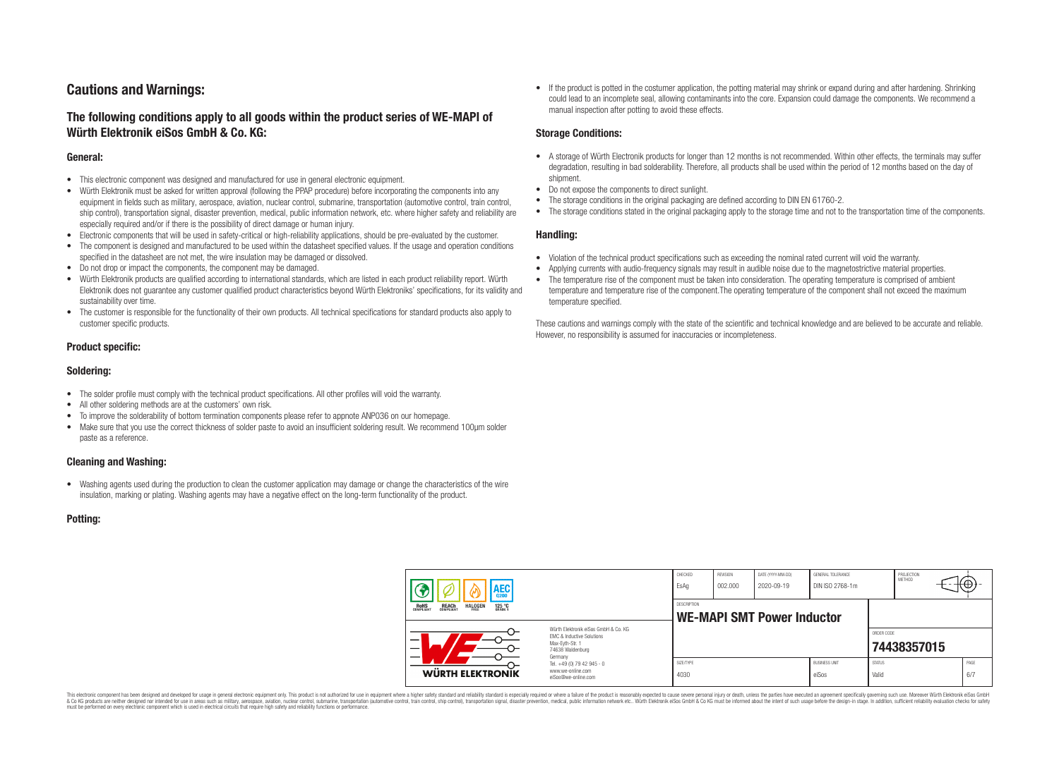# Cautions and Warnings:

## The following conditions apply to all goods within the product series of WE-MAPI of Würth Elektronik eiSos GmbH & Co. KG:

### General:

- This electronic component was designed and manufactured for use in general electronic equipment.
- Würth Elektronik must be asked for written approval (following the PPAP procedure) before incorporating the components into any equipment in fields such as military, aerospace, aviation, nuclear control, submarine, transportation (automotive control, train control, ship control), transportation signal, disaster prevention, medical, public information network, etc. where higher safety and reliability are especially required and/or if there is the possibility of direct damage or human injury.
- Electronic components that will be used in safety-critical or high-reliability applications, should be pre-evaluated by the customer.
- The component is designed and manufactured to be used within the datasheet specified values. If the usage and operation conditions specified in the datasheet are not met, the wire insulation may be damaged or dissolved.
- Do not drop or impact the components, the component may be damaged.
- Würth Elektronik products are qualified according to international standards, which are listed in each product reliability report. Würth Elektronik does not guarantee any customer qualified product characteristics beyond Würth Elektroniks' specifications, for its validity and sustainability over time.
- The customer is responsible for the functionality of their own products. All technical specifications for standard products also apply to customer specific products.

### Product specific:

### Soldering:

- The solder profile must comply with the technical product specifications. All other profiles will void the warranty.
- All other soldering methods are at the customers' own risk.
- To improve the solderability of bottom termination components please refer to appnote ANP036 on our homepage.
- Make sure that you use the correct thickness of solder paste to avoid an insufficient soldering result. We recommend 100µm solder paste as a reference.

### Cleaning and Washing:

- Washing agents used during the production to clean the customer application may damage or change the characteristics of the wire insulation, marking or plating. Washing agents may have a negative effect on the long-term functionality of the product.

### Potting:

- If the product is potted in the costumer application, the potting material may shrink or expand during and after hardening. Shrinking could lead to an incomplete seal, allowing contaminants into the core. Expansion could damage the components. We recommend a manual inspection after potting to avoid these effects.

### Storage Conditions:

- A storage of Würth Electronik products for longer than 12 months is not recommended. Within other effects, the terminals may suffer degradation, resulting in bad solderability. Therefore, all products shall be used within the period of 12 months based on the day of shipment.
- Do not expose the components to direct sunlight.
- The storage conditions in the original packaging are defined according to DIN EN 61760-2.
- The storage conditions stated in the original packaging apply to the storage time and not to the transportation time of the components.

### Handling:

- Violation of the technical product specifications such as exceeding the nominal rated current will void the warranty.
- Applying currents with audio-frequency signals may result in audible noise due to the magnetostrictive material properties.
- The temperature rise of the component must be taken into consideration. The operating temperature is comprised of ambient temperature and temperature rise of the component.The operating temperature of the component shall not exceed the maximum temperature specified.

These cautions and warnings comply with the state of the scientific and technical knowledge and are believed to be accurate and reliable. However, no responsibility is assumed for inaccuracies or incompleteness.

| CHECKED | REVISION | DATE (YYYY-MM-DD) | GENERAL TOLERANCE | PROJECTION METHOD |
|---|---|---|---|---|
| EsAg | 002.000 | 2020-09-19 | DIN ISO 2768-1m | |

DESCRIPTION: **WE-MAPI SMT Power Inductor**

ORDER CODE: **74438357015**

| SIZE/TYPE | BUSINESS UNIT | STATUS | PAGE |
|---|---|---|---|
| 4030 | eiSos | Valid | 6/7 |

Würth Elektronik eiSos GmbH & Co. KG
EMC & Inductive Solutions
Max-Eyth-Str. 1
74638 Waldenburg
Germany
Tel. +49 (0) 79 42 945 - 0
www.we-online.com
eiSos@we-online.com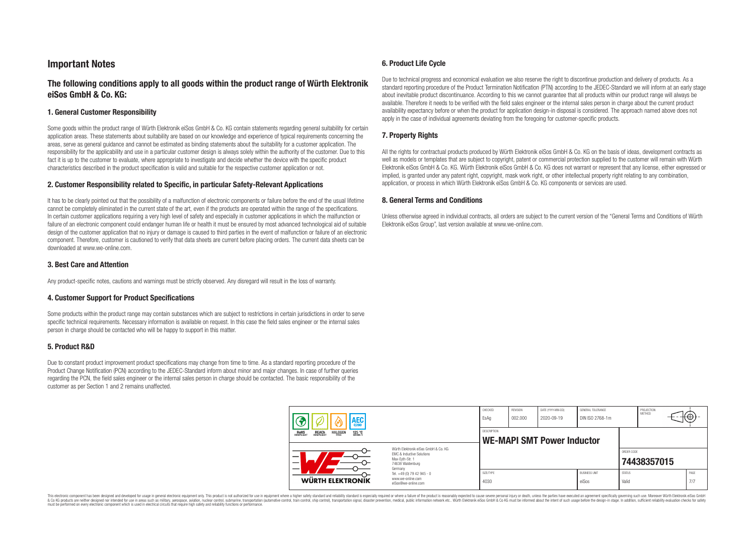# Important Notes

## The following conditions apply to all goods within the product range of Würth Elektronik eiSos GmbH & Co. KG:

### 1. General Customer Responsibility

Some goods within the product range of Würth Elektronik eiSos GmbH & Co. KG contain statements regarding general suitability for certain application areas. These statements about suitability are based on our knowledge and experience of typical requirements concerning the areas, serve as general guidance and cannot be estimated as binding statements about the suitability for a customer application. The responsibility for the applicability and use in a particular customer design is always solely within the authority of the customer. Due to this fact it is up to the customer to evaluate, where appropriate to investigate and decide whether the device with the specific product characteristics described in the product specification is valid and suitable for the respective customer application or not.

### 2. Customer Responsibility related to Specific, in particular Safety-Relevant Applications

It has to be clearly pointed out that the possibility of a malfunction of electronic components or failure before the end of the usual lifetime cannot be completely eliminated in the current state of the art, even if the products are operated within the range of the specifications. In certain customer applications requiring a very high level of safety and especially in customer applications in which the malfunction or failure of an electronic component could endanger human life or health it must be ensured by most advanced technological aid of suitable design of the customer application that no injury or damage is caused to third parties in the event of malfunction or failure of an electronic component. Therefore, customer is cautioned to verify that data sheets are current before placing orders. The current data sheets can be downloaded at www.we-online.com.

### 3. Best Care and Attention

Any product-specific notes, cautions and warnings must be strictly observed. Any disregard will result in the loss of warranty.

### 4. Customer Support for Product Specifications

Some products within the product range may contain substances which are subject to restrictions in certain jurisdictions in order to serve specific technical requirements. Necessary information is available on request. In this case the field sales engineer or the internal sales person in charge should be contacted who will be happy to support in this matter.

### 5. Product R&D

Due to constant product improvement product specifications may change from time to time. As a standard reporting procedure of the Product Change Notification (PCN) according to the JEDEC-Standard inform about minor and major changes. In case of further queries regarding the PCN, the field sales engineer or the internal sales person in charge should be contacted. The basic responsibility of the customer as per Section 1 and 2 remains unaffected.

### 6. Product Life Cycle

Due to technical progress and economical evaluation we also reserve the right to discontinue production and delivery of products. As a standard reporting procedure of the Product Termination Notification (PTN) according to the JEDEC-Standard we will inform at an early stage about inevitable product discontinuance. According to this we cannot guarantee that all products within our product range will always be available. Therefore it needs to be verified with the field sales engineer or the internal sales person in charge about the current product availability expectancy before or when the product for application design-in disposal is considered. The approach named above does not apply in the case of individual agreements deviating from the foregoing for customer-specific products.

### 7. Property Rights

All the rights for contractual products produced by Würth Elektronik eiSos GmbH & Co. KG on the basis of ideas, development contracts as well as models or templates that are subject to copyright, patent or commercial protection supplied to the customer will remain with Würth Elektronik eiSos GmbH & Co. KG. Würth Elektronik eiSos GmbH & Co. KG does not warrant or represent that any license, either expressed or implied, is granted under any patent right, copyright, mask work right, or other intellectual property right relating to any combination, application, or process in which Würth Elektronik eiSos GmbH & Co. KG components or services are used.

### 8. General Terms and Conditions

Unless otherwise agreed in individual contracts, all orders are subject to the current version of the "General Terms and Conditions of Würth Elektronik eiSos Group", last version available at www.we-online.com.

| | | | | | | |
|---|---|---|---|---|---|---|
| RoHS COMPLIANT, REACh COMPLIANT, HALOGEN FREE, AEC Q200 125 °C GRADE 1 | CHECKED EsAg | REVISION 002.000 | DATE (YYYY-MM-DD) 2020-09-19 | GENERAL TOLERANCE DIN ISO 2768-1m | PROJECTION METHOD | |
| | DESCRIPTION **WE-MAPI SMT Power Inductor** | | | | | |
| WÜRTH ELEKTRONIK — Würth Elektronik eiSos GmbH & Co. KG, EMC & Inductive Solutions, Max-Eyth-Str. 1, 74638 Waldenburg, Germany, Tel. +49 (0) 79 42 945 - 0, www.we-online.com, eiSos@we-online.com | | | | | ORDER CODE **74438357015** | |
| | SIZE/TYPE 4030 | | | BUSINESS UNIT eiSos | STATUS Valid | PAGE 7/7 |

This electronic component has been designed and developed for usage in general electronic equipment only. This product is not authorized for use in equipment where a higher safety standard and reliability standard is especially required or where a failure of the product is reasonably expected to cause severe personal injury or death, unless the parties have executed an agreement specifically governing such use. Moreover Würth Elektronik eiSos GmbH & Co KG products are neither designed nor intended for use in areas such as military, aerospace, aviation, nuclear control, submarine, transportation (automotive control, train control, ship control), transportation signal, disaster prevention, medical, public information network etc.. Würth Elektronik eiSos GmbH & Co KG must be informed about the intent of such usage before the design-in stage. In addition, sufficient reliability evaluation checks for safety must be performed on every electronic component which is used in electrical circuits that require high safety and reliability functions or performance.